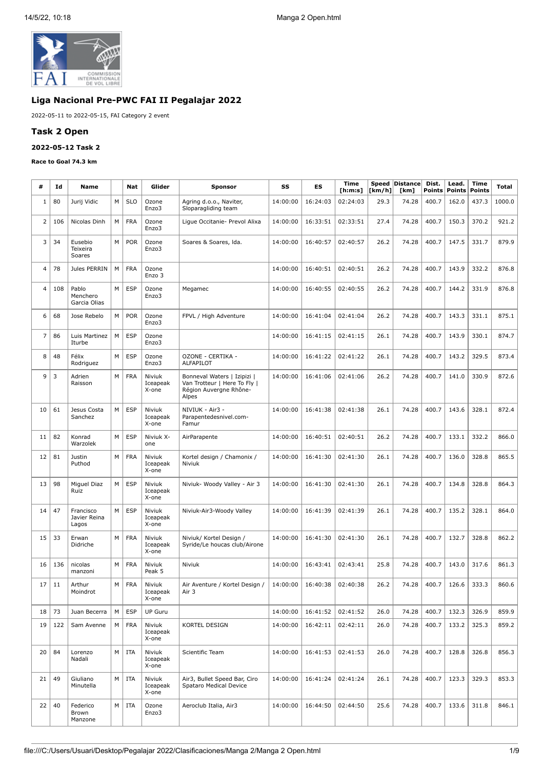## Liga Nacional Pre-PWC FAI II Pegalajar 2022

2022-05-11 to 2022-05-15, FAI Category 2 event

## Task 2 Open

### 2022-05-12 Task 2

**Race to Goal 74.3 km**

| # | Id | Name | | Nat | Glider | Sponsor | SS | ES | Time [h:m:s] | Speed [km/h] | Distance [km] | Dist. Points | Lead. Points | Time Points | Total |
|---|---|---|---|---|---|---|---|---|---|---|---|---|---|---|---|
| 1 | 80 | Jurij Vidic | M | SLO | Ozone Enzo3 | Agring d.o.o., Naviter, Sloparagliding team | 14:00:00 | 16:24:03 | 02:24:03 | 29.3 | 74.28 | 400.7 | 162.0 | 437.3 | 1000.0 |
| 2 | 106 | Nicolas Dinh | M | FRA | Ozone Enzo3 | Ligue Occitanie- Prevol Alixa | 14:00:00 | 16:33:51 | 02:33:51 | 27.4 | 74.28 | 400.7 | 150.3 | 370.2 | 921.2 |
| 3 | 34 | Eusebio Teixeira Soares | M | POR | Ozone Enzo3 | Soares & Soares, lda. | 14:00:00 | 16:40:57 | 02:40:57 | 26.2 | 74.28 | 400.7 | 147.5 | 331.7 | 879.9 |
| 4 | 78 | Jules PERRIN | M | FRA | Ozone Enzo 3 | | 14:00:00 | 16:40:51 | 02:40:51 | 26.2 | 74.28 | 400.7 | 143.9 | 332.2 | 876.8 |
| 4 | 108 | Pablo Menchero Garcia Olias | M | ESP | Ozone Enzo3 | Megamec | 14:00:00 | 16:40:55 | 02:40:55 | 26.2 | 74.28 | 400.7 | 144.2 | 331.9 | 876.8 |
| 6 | 68 | Jose Rebelo | M | POR | Ozone Enzo3 | FPVL / High Adventure | 14:00:00 | 16:41:04 | 02:41:04 | 26.2 | 74.28 | 400.7 | 143.3 | 331.1 | 875.1 |
| 7 | 86 | Luis Martinez Iturbe | M | ESP | Ozone Enzo3 | | 14:00:00 | 16:41:15 | 02:41:15 | 26.1 | 74.28 | 400.7 | 143.9 | 330.1 | 874.7 |
| 8 | 48 | Félix Rodriguez | M | ESP | Ozone Enzo3 | OZONE - CERTIKA - ALFAPILOT | 14:00:00 | 16:41:22 | 02:41:22 | 26.1 | 74.28 | 400.7 | 143.2 | 329.5 | 873.4 |
| 9 | 3 | Adrien Raisson | M | FRA | Niviuk Iceapeak X-one | Bonneval Waters \| Izipizi \| Van Trotteur \| Here To Fly \| Région Auvergne Rhône-Alpes | 14:00:00 | 16:41:06 | 02:41:06 | 26.2 | 74.28 | 400.7 | 141.0 | 330.9 | 872.6 |
| 10 | 61 | Jesus Costa Sanchez | M | ESP | Niviuk Iceapeak X-one | NIVIUK - Air3 - Parapentedesnivel.com- Famur | 14:00:00 | 16:41:38 | 02:41:38 | 26.1 | 74.28 | 400.7 | 143.6 | 328.1 | 872.4 |
| 11 | 82 | Konrad Warzolek | M | ESP | Niviuk X-one | AirParapente | 14:00:00 | 16:40:51 | 02:40:51 | 26.2 | 74.28 | 400.7 | 133.1 | 332.2 | 866.0 |
| 12 | 81 | Justin Puthod | M | FRA | Niviuk Iceapeak X-one | Kortel design / Chamonix / Niviuk | 14:00:00 | 16:41:30 | 02:41:30 | 26.1 | 74.28 | 400.7 | 136.0 | 328.8 | 865.5 |
| 13 | 98 | Miguel Diaz Ruiz | M | ESP | Niviuk Iceapeak X-one | Niviuk- Woody Valley - Air 3 | 14:00:00 | 16:41:30 | 02:41:30 | 26.1 | 74.28 | 400.7 | 134.8 | 328.8 | 864.3 |
| 14 | 47 | Francisco Javier Reina Lagos | M | ESP | Niviuk Iceapeak X-one | Niviuk-Air3-Woody Valley | 14:00:00 | 16:41:39 | 02:41:39 | 26.1 | 74.28 | 400.7 | 135.2 | 328.1 | 864.0 |
| 15 | 33 | Erwan Didriche | M | FRA | Niviuk Iceapeak X-one | Niviuk/ Kortel Design / Syride/Le houcas club/Airone | 14:00:00 | 16:41:30 | 02:41:30 | 26.1 | 74.28 | 400.7 | 132.7 | 328.8 | 862.2 |
| 16 | 136 | nicolas manzoni | M | FRA | Niviuk Peak 5 | Niviuk | 14:00:00 | 16:43:41 | 02:43:41 | 25.8 | 74.28 | 400.7 | 143.0 | 317.6 | 861.3 |
| 17 | 11 | Arthur Moindrot | M | FRA | Niviuk Iceapeak X-one | Air Aventure / Kortel Design / Air 3 | 14:00:00 | 16:40:38 | 02:40:38 | 26.2 | 74.28 | 400.7 | 126.6 | 333.3 | 860.6 |
| 18 | 73 | Juan Becerra | M | ESP | UP Guru | | 14:00:00 | 16:41:52 | 02:41:52 | 26.0 | 74.28 | 400.7 | 132.3 | 326.9 | 859.9 |
| 19 | 122 | Sam Avenne | M | FRA | Niviuk Iceapeak X-one | KORTEL DESIGN | 14:00:00 | 16:42:11 | 02:42:11 | 26.0 | 74.28 | 400.7 | 133.2 | 325.3 | 859.2 |
| 20 | 84 | Lorenzo Nadali | M | ITA | Niviuk Iceapeak X-one | Scientific Team | 14:00:00 | 16:41:53 | 02:41:53 | 26.0 | 74.28 | 400.7 | 128.8 | 326.8 | 856.3 |
| 21 | 49 | Giuliano Minutella | M | ITA | Niviuk Iceapeak X-one | Air3, Bullet Speed Bar, Ciro Spataro Medical Device | 14:00:00 | 16:41:24 | 02:41:24 | 26.1 | 74.28 | 400.7 | 123.3 | 329.3 | 853.3 |
| 22 | 40 | Federico Brown Manzone | M | ITA | Ozone Enzo3 | Aeroclub Italia, Air3 | 14:00:00 | 16:44:50 | 02:44:50 | 25.6 | 74.28 | 400.7 | 133.6 | 311.8 | 846.1 |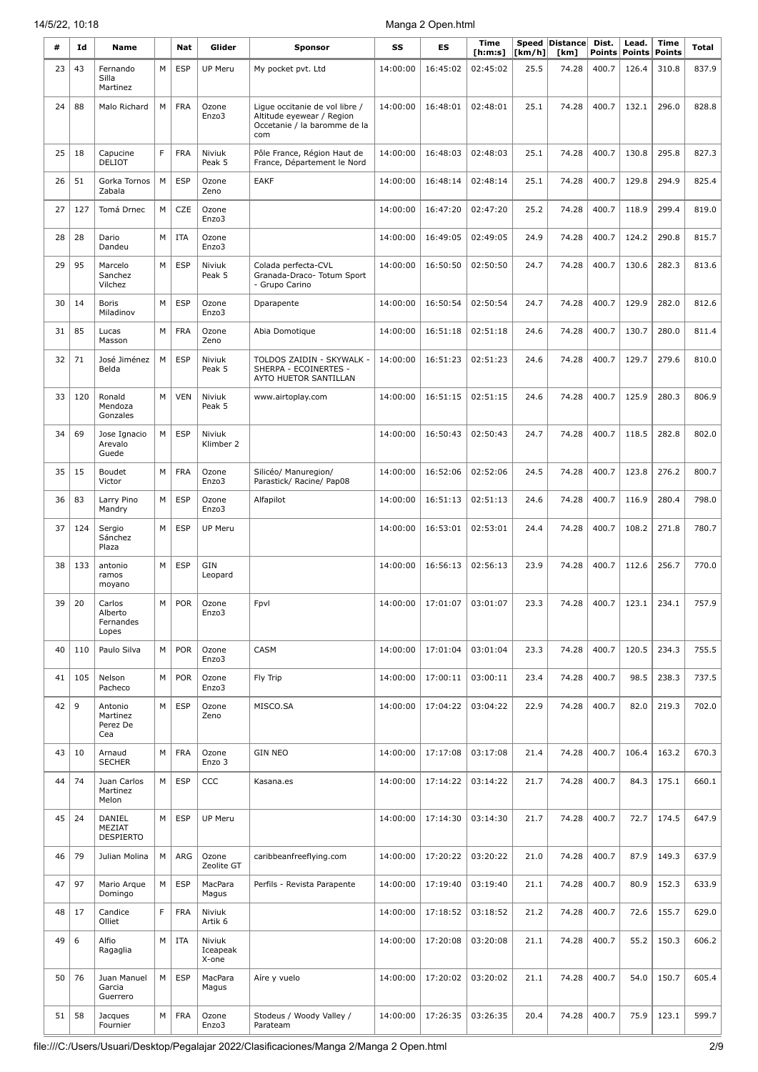| # | Id | Name | | Nat | Glider | Sponsor | SS | ES | Time [h:m:s] | Speed [km/h] | Distance [km] | Dist. Points | Lead. Points | Time Points | Total |
|---|---|---|---|---|---|---|---|---|---|---|---|---|---|---|---|
| 23 | 43 | Fernando Silla Martinez | M | ESP | UP Meru | My pocket pvt. Ltd | 14:00:00 | 16:45:02 | 02:45:02 | 25.5 | 74.28 | 400.7 | 126.4 | 310.8 | 837.9 |
| 24 | 88 | Malo Richard | M | FRA | Ozone Enzo3 | Ligue occitanie de vol libre / Altitude eyewear / Region Occetanie / la baromme de la com | 14:00:00 | 16:48:01 | 02:48:01 | 25.1 | 74.28 | 400.7 | 132.1 | 296.0 | 828.8 |
| 25 | 18 | Capucine DELIOT | F | FRA | Niviuk Peak 5 | Pôle France, Région Haut de France, Département le Nord | 14:00:00 | 16:48:03 | 02:48:03 | 25.1 | 74.28 | 400.7 | 130.8 | 295.8 | 827.3 |
| 26 | 51 | Gorka Tornos Zabala | M | ESP | Ozone Zeno | EAKF | 14:00:00 | 16:48:14 | 02:48:14 | 25.1 | 74.28 | 400.7 | 129.8 | 294.9 | 825.4 |
| 27 | 127 | Tomá Drnec | M | CZE | Ozone Enzo3 | | 14:00:00 | 16:47:20 | 02:47:20 | 25.2 | 74.28 | 400.7 | 118.9 | 299.4 | 819.0 |
| 28 | 28 | Dario Dandeu | M | ITA | Ozone Enzo3 | | 14:00:00 | 16:49:05 | 02:49:05 | 24.9 | 74.28 | 400.7 | 124.2 | 290.8 | 815.7 |
| 29 | 95 | Marcelo Sanchez Vilchez | M | ESP | Niviuk Peak 5 | Colada perfecta-CVL Granada-Draco- Totum Sport - Grupo Carino | 14:00:00 | 16:50:50 | 02:50:50 | 24.7 | 74.28 | 400.7 | 130.6 | 282.3 | 813.6 |
| 30 | 14 | Boris Miladinov | M | ESP | Ozone Enzo3 | Dparapente | 14:00:00 | 16:50:54 | 02:50:54 | 24.7 | 74.28 | 400.7 | 129.9 | 282.0 | 812.6 |
| 31 | 85 | Lucas Masson | M | FRA | Ozone Zeno | Abia Domotique | 14:00:00 | 16:51:18 | 02:51:18 | 24.6 | 74.28 | 400.7 | 130.7 | 280.0 | 811.4 |
| 32 | 71 | José Jiménez Belda | M | ESP | Niviuk Peak 5 | TOLDOS ZAIDIN - SKYWALK - SHERPA - ECOINERTES - AYTO HUETOR SANTILLAN | 14:00:00 | 16:51:23 | 02:51:23 | 24.6 | 74.28 | 400.7 | 129.7 | 279.6 | 810.0 |
| 33 | 120 | Ronald Mendoza Gonzales | M | VEN | Niviuk Peak 5 | www.airtoplay.com | 14:00:00 | 16:51:15 | 02:51:15 | 24.6 | 74.28 | 400.7 | 125.9 | 280.3 | 806.9 |
| 34 | 69 | Jose Ignacio Arevalo Guede | M | ESP | Niviuk Klimber 2 | | 14:00:00 | 16:50:43 | 02:50:43 | 24.7 | 74.28 | 400.7 | 118.5 | 282.8 | 802.0 |
| 35 | 15 | Boudet Victor | M | FRA | Ozone Enzo3 | Silicéo/ Manuregion/ Parastick/ Racine/ Pap08 | 14:00:00 | 16:52:06 | 02:52:06 | 24.5 | 74.28 | 400.7 | 123.8 | 276.2 | 800.7 |
| 36 | 83 | Larry Pino Mandry | M | ESP | Ozone Enzo3 | Alfapilot | 14:00:00 | 16:51:13 | 02:51:13 | 24.6 | 74.28 | 400.7 | 116.9 | 280.4 | 798.0 |
| 37 | 124 | Sergio Sánchez Plaza | M | ESP | UP Meru | | 14:00:00 | 16:53:01 | 02:53:01 | 24.4 | 74.28 | 400.7 | 108.2 | 271.8 | 780.7 |
| 38 | 133 | antonio ramos moyano | M | ESP | GIN Leopard | | 14:00:00 | 16:56:13 | 02:56:13 | 23.9 | 74.28 | 400.7 | 112.6 | 256.7 | 770.0 |
| 39 | 20 | Carlos Alberto Fernandes Lopes | M | POR | Ozone Enzo3 | Fpvl | 14:00:00 | 17:01:07 | 03:01:07 | 23.3 | 74.28 | 400.7 | 123.1 | 234.1 | 757.9 |
| 40 | 110 | Paulo Silva | M | POR | Ozone Enzo3 | CASM | 14:00:00 | 17:01:04 | 03:01:04 | 23.3 | 74.28 | 400.7 | 120.5 | 234.3 | 755.5 |
| 41 | 105 | Nelson Pacheco | M | POR | Ozone Enzo3 | Fly Trip | 14:00:00 | 17:00:11 | 03:00:11 | 23.4 | 74.28 | 400.7 | 98.5 | 238.3 | 737.5 |
| 42 | 9 | Antonio Martinez Perez De Cea | M | ESP | Ozone Zeno | MISCO.SA | 14:00:00 | 17:04:22 | 03:04:22 | 22.9 | 74.28 | 400.7 | 82.0 | 219.3 | 702.0 |
| 43 | 10 | Arnaud SECHER | M | FRA | Ozone Enzo 3 | GIN NEO | 14:00:00 | 17:17:08 | 03:17:08 | 21.4 | 74.28 | 400.7 | 106.4 | 163.2 | 670.3 |
| 44 | 74 | Juan Carlos Martinez Melon | M | ESP | CCC | Kasana.es | 14:00:00 | 17:14:22 | 03:14:22 | 21.7 | 74.28 | 400.7 | 84.3 | 175.1 | 660.1 |
| 45 | 24 | DANIEL MEZIAT DESPIERTO | M | ESP | UP Meru | | 14:00:00 | 17:14:30 | 03:14:30 | 21.7 | 74.28 | 400.7 | 72.7 | 174.5 | 647.9 |
| 46 | 79 | Julian Molina | M | ARG | Ozone Zeolite GT | caribbeanfreeflying.com | 14:00:00 | 17:20:22 | 03:20:22 | 21.0 | 74.28 | 400.7 | 87.9 | 149.3 | 637.9 |
| 47 | 97 | Mario Arque Domingo | M | ESP | MacPara Magus | Perfils - Revista Parapente | 14:00:00 | 17:19:40 | 03:19:40 | 21.1 | 74.28 | 400.7 | 80.9 | 152.3 | 633.9 |
| 48 | 17 | Candice Olliet | F | FRA | Niviuk Artik 6 | | 14:00:00 | 17:18:52 | 03:18:52 | 21.2 | 74.28 | 400.7 | 72.6 | 155.7 | 629.0 |
| 49 | 6 | Alfio Ragaglia | M | ITA | Niviuk Iceapeak X-one | | 14:00:00 | 17:20:08 | 03:20:08 | 21.1 | 74.28 | 400.7 | 55.2 | 150.3 | 606.2 |
| 50 | 76 | Juan Manuel Garcia Guerrero | M | ESP | MacPara Magus | Aíre y vuelo | 14:00:00 | 17:20:02 | 03:20:02 | 21.1 | 74.28 | 400.7 | 54.0 | 150.7 | 605.4 |
| 51 | 58 | Jacques Fournier | M | FRA | Ozone Enzo3 | Stodeus / Woody Valley / Parateam | 14:00:00 | 17:26:35 | 03:26:35 | 20.4 | 74.28 | 400.7 | 75.9 | 123.1 | 599.7 |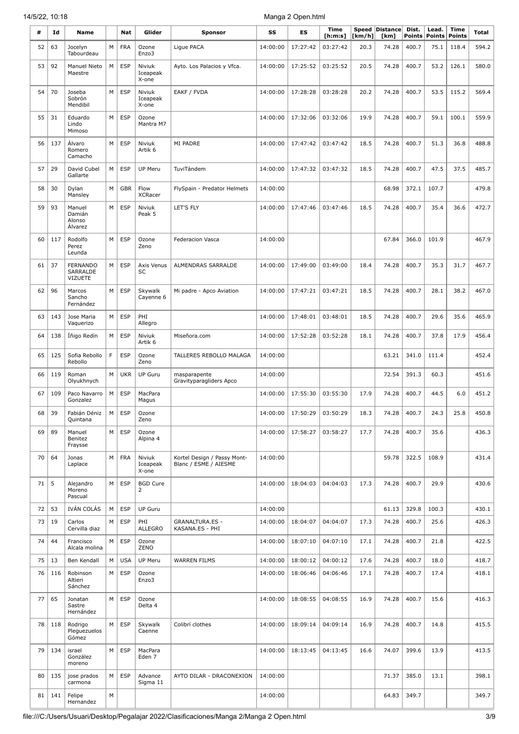| # | Id | Name | | Nat | Glider | Sponsor | SS | ES | Time [h:m:s] | Speed [km/h] | Distance [km] | Dist. Points | Lead. Points | Time Points | Total |
|---|---|---|---|---|---|---|---|---|---|---|---|---|---|---|---|
| 52 | 63 | Jocelyn Tabourdeau | M | FRA | Ozone Enzo3 | Ligue PACA | 14:00:00 | 17:27:42 | 03:27:42 | 20.3 | 74.28 | 400.7 | 75.1 | 118.4 | 594.2 |
| 53 | 92 | Manuel Nieto Maestre | M | ESP | Niviuk Iceapeak X-one | Ayto. Los Palacios y Vfca. | 14:00:00 | 17:25:52 | 03:25:52 | 20.5 | 74.28 | 400.7 | 53.2 | 126.1 | 580.0 |
| 54 | 70 | Joseba Sobrón Mendibil | M | ESP | Niviuk Iceapeak X-one | EAKF / FVDA | 14:00:00 | 17:28:28 | 03:28:28 | 20.2 | 74.28 | 400.7 | 53.5 | 115.2 | 569.4 |
| 55 | 31 | Eduardo Lindo Mimoso | M | ESP | Ozone Mantra M7 | | 14:00:00 | 17:32:06 | 03:32:06 | 19.9 | 74.28 | 400.7 | 59.1 | 100.1 | 559.9 |
| 56 | 137 | Álvaro Romero Camacho | M | ESP | Niviuk Artik 6 | MI PADRE | 14:00:00 | 17:47:42 | 03:47:42 | 18.5 | 74.28 | 400.7 | 51.3 | 36.8 | 488.8 |
| 57 | 29 | David Cubel Gallarte | M | ESP | UP Meru | TuviTándem | 14:00:00 | 17:47:32 | 03:47:32 | 18.5 | 74.28 | 400.7 | 47.5 | 37.5 | 485.7 |
| 58 | 30 | Dylan Mansley | M | GBR | Flow XCRacer | FlySpain - Predator Helmets | 14:00:00 | | | | 68.98 | 372.1 | 107.7 | | 479.8 |
| 59 | 93 | Manuel Damián Alonso Álvarez | M | ESP | Niviuk Peak 5 | LET'S FLY | 14:00:00 | 17:47:46 | 03:47:46 | 18.5 | 74.28 | 400.7 | 35.4 | 36.6 | 472.7 |
| 60 | 117 | Rodolfo Perez Leunda | M | ESP | Ozone Zeno | Federacion Vasca | 14:00:00 | | | | 67.84 | 366.0 | 101.9 | | 467.9 |
| 61 | 37 | FERNANDO SARRALDE VIZUETE | M | ESP | Axis Venus SC | ALMENDRAS SARRALDE | 14:00:00 | 17:49:00 | 03:49:00 | 18.4 | 74.28 | 400.7 | 35.3 | 31.7 | 467.7 |
| 62 | 96 | Marcos Sancho Fernández | M | ESP | Skywalk Cayenne 6 | Mi padre - Apco Aviation | 14:00:00 | 17:47:21 | 03:47:21 | 18.5 | 74.28 | 400.7 | 28.1 | 38.2 | 467.0 |
| 63 | 143 | Jose Maria Vaquerizo | M | ESP | PHI Allegro | | 14:00:00 | 17:48:01 | 03:48:01 | 18.5 | 74.28 | 400.7 | 29.6 | 35.6 | 465.9 |
| 64 | 138 | Íñigo Redín | M | ESP | Niviuk Artik 6 | Miseñora.com | 14:00:00 | 17:52:28 | 03:52:28 | 18.1 | 74.28 | 400.7 | 37.8 | 17.9 | 456.4 |
| 65 | 125 | Sofia Rebollo Rebollo | F | ESP | Ozone Zeno | TALLERES REBOLLO MALAGA | 14:00:00 | | | | 63.21 | 341.0 | 111.4 | | 452.4 |
| 66 | 119 | Roman Olyukhnych | M | UKR | UP Guru | masparapente Gravityparagliders Apco | 14:00:00 | | | | 72.54 | 391.3 | 60.3 | | 451.6 |
| 67 | 109 | Paco Navarro Gonzalez | M | ESP | MacPara Magus | | 14:00:00 | 17:55:30 | 03:55:30 | 17.9 | 74.28 | 400.7 | 44.5 | 6.0 | 451.2 |
| 68 | 39 | Fabián Déniz Quintana | M | ESP | Ozone Zeno | | 14:00:00 | 17:50:29 | 03:50:29 | 18.3 | 74.28 | 400.7 | 24.3 | 25.8 | 450.8 |
| 69 | 89 | Manuel Benitez Fraysse | M | ESP | Ozone Alpina 4 | | 14:00:00 | 17:58:27 | 03:58:27 | 17.7 | 74.28 | 400.7 | 35.6 | | 436.3 |
| 70 | 64 | Jonas Laplace | M | FRA | Niviuk Iceapeak X-one | Kortel Design / Passy Mont-Blanc / ESME / AIESME | 14:00:00 | | | | 59.78 | 322.5 | 108.9 | | 431.4 |
| 71 | 5 | Alejandro Moreno Pascual | M | ESP | BGD Cure 2 | | 14:00:00 | 18:04:03 | 04:04:03 | 17.3 | 74.28 | 400.7 | 29.9 | | 430.6 |
| 72 | 53 | IVÁN COLÁS | M | ESP | UP Guru | | 14:00:00 | | | | 61.13 | 329.8 | 100.3 | | 430.1 |
| 73 | 19 | Carlos Cervilla diaz | M | ESP | PHI ALLEGRO | GRANALTURA.ES - KASANA.ES - PHI | 14:00:00 | 18:04:07 | 04:04:07 | 17.3 | 74.28 | 400.7 | 25.6 | | 426.3 |
| 74 | 44 | Francisco Alcala molina | M | ESP | Ozone ZENO | | 14:00:00 | 18:07:10 | 04:07:10 | 17.1 | 74.28 | 400.7 | 21.8 | | 422.5 |
| 75 | 13 | Ben Kendall | M | USA | UP Meru | WARREN FILMS | 14:00:00 | 18:00:12 | 04:00:12 | 17.6 | 74.28 | 400.7 | 18.0 | | 418.7 |
| 76 | 116 | Robinson Altieri Sánchez | M | ESP | Ozone Enzo3 | | 14:00:00 | 18:06:46 | 04:06:46 | 17.1 | 74.28 | 400.7 | 17.4 | | 418.1 |
| 77 | 65 | Jonatan Sastre Hernández | M | ESP | Ozone Delta 4 | | 14:00:00 | 18:08:55 | 04:08:55 | 16.9 | 74.28 | 400.7 | 15.6 | | 416.3 |
| 78 | 118 | Rodrigo Pleguezuelos Gómez | M | ESP | Skywalk Caenne | Colibrí clothes | 14:00:00 | 18:09:14 | 04:09:14 | 16.9 | 74.28 | 400.7 | 14.8 | | 415.5 |
| 79 | 134 | israel González moreno | M | ESP | MacPara Eden 7 | | 14:00:00 | 18:13:45 | 04:13:45 | 16.6 | 74.07 | 399.6 | 13.9 | | 413.5 |
| 80 | 135 | jose prados carmona | M | ESP | Advance Sigma 11 | AYTO DILAR - DRACONEXION | 14:00:00 | | | | 71.37 | 385.0 | 13.1 | | 398.1 |
| 81 | 141 | Felipe Hernandez | M | | | | 14:00:00 | | | | 64.83 | 349.7 | | | 349.7 |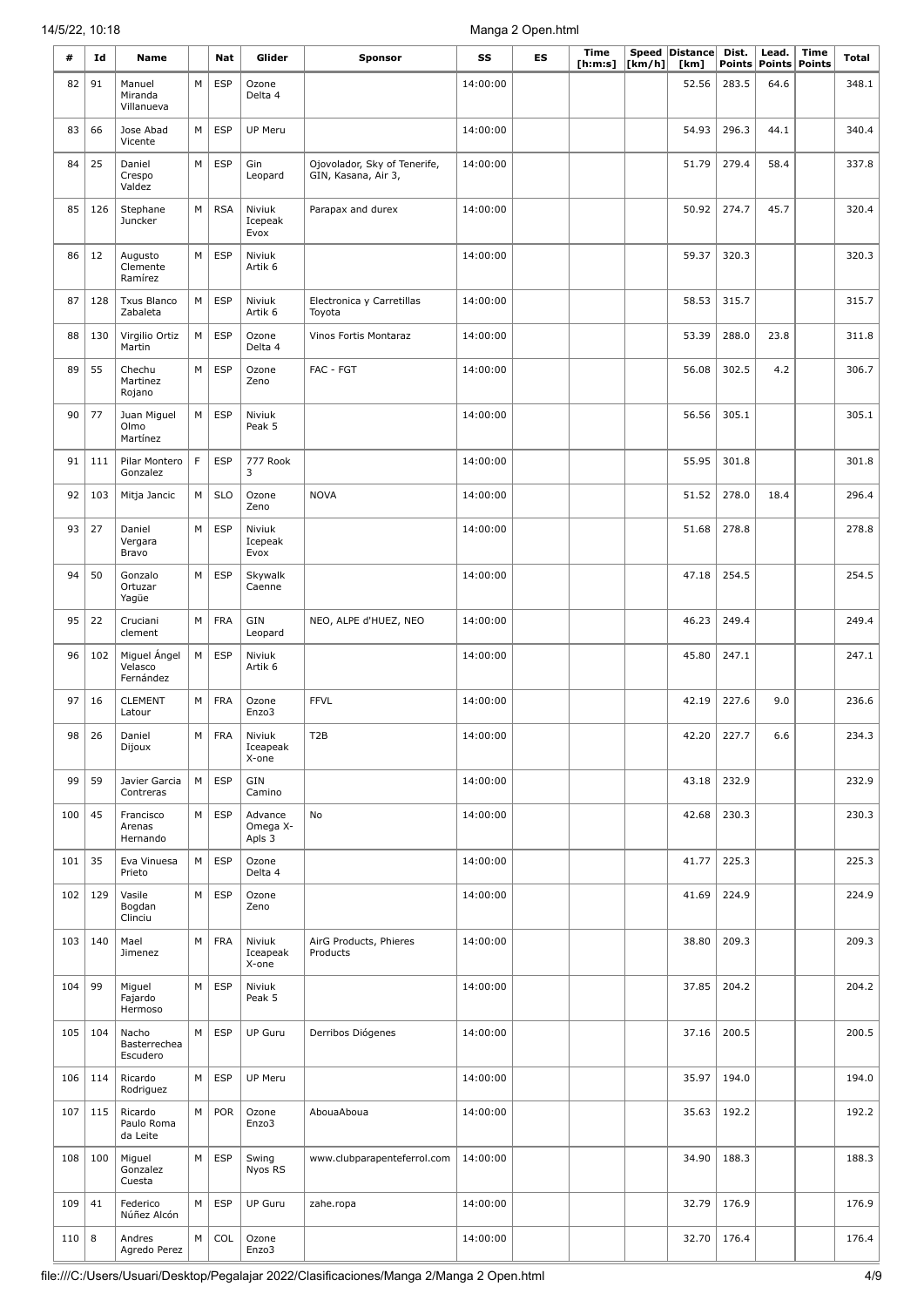| # | Id | Name | | Nat | Glider | Sponsor | SS | ES | Time [h:m:s] | Speed [km/h] | Distance [km] | Dist. Points | Lead. Points | Time Points | Total |
|---|---|---|---|---|---|---|---|---|---|---|---|---|---|---|---|
| 82 | 91 | Manuel Miranda Villanueva | M | ESP | Ozone Delta 4 | | 14:00:00 | | | | 52.56 | 283.5 | 64.6 | | 348.1 |
| 83 | 66 | Jose Abad Vicente | M | ESP | UP Meru | | 14:00:00 | | | | 54.93 | 296.3 | 44.1 | | 340.4 |
| 84 | 25 | Daniel Crespo Valdez | M | ESP | Gin Leopard | Ojovolador, Sky of Tenerife, GIN, Kasana, Air 3, | 14:00:00 | | | | 51.79 | 279.4 | 58.4 | | 337.8 |
| 85 | 126 | Stephane Juncker | M | RSA | Niviuk Icepeak Evox | Parapax and durex | 14:00:00 | | | | 50.92 | 274.7 | 45.7 | | 320.4 |
| 86 | 12 | Augusto Clemente Ramírez | M | ESP | Niviuk Artik 6 | | 14:00:00 | | | | 59.37 | 320.3 | | | 320.3 |
| 87 | 128 | Txus Blanco Zabaleta | M | ESP | Niviuk Artik 6 | Electronica y Carretillas Toyota | 14:00:00 | | | | 58.53 | 315.7 | | | 315.7 |
| 88 | 130 | Virgilio Ortiz Martin | M | ESP | Ozone Delta 4 | Vinos Fortis Montaraz | 14:00:00 | | | | 53.39 | 288.0 | 23.8 | | 311.8 |
| 89 | 55 | Chechu Martinez Rojano | M | ESP | Ozone Zeno | FAC - FGT | 14:00:00 | | | | 56.08 | 302.5 | 4.2 | | 306.7 |
| 90 | 77 | Juan Miguel Olmo Martínez | M | ESP | Niviuk Peak 5 | | 14:00:00 | | | | 56.56 | 305.1 | | | 305.1 |
| 91 | 111 | Pilar Montero Gonzalez | F | ESP | 777 Rook 3 | | 14:00:00 | | | | 55.95 | 301.8 | | | 301.8 |
| 92 | 103 | Mitja Jancic | M | SLO | Ozone Zeno | NOVA | 14:00:00 | | | | 51.52 | 278.0 | 18.4 | | 296.4 |
| 93 | 27 | Daniel Vergara Bravo | M | ESP | Niviuk Icepeak Evox | | 14:00:00 | | | | 51.68 | 278.8 | | | 278.8 |
| 94 | 50 | Gonzalo Ortuzar Yagüe | M | ESP | Skywalk Caenne | | 14:00:00 | | | | 47.18 | 254.5 | | | 254.5 |
| 95 | 22 | Cruciani clement | M | FRA | GIN Leopard | NEO, ALPE d'HUEZ, NEO | 14:00:00 | | | | 46.23 | 249.4 | | | 249.4 |
| 96 | 102 | Miguel Ángel Velasco Fernández | M | ESP | Niviuk Artik 6 | | 14:00:00 | | | | 45.80 | 247.1 | | | 247.1 |
| 97 | 16 | CLEMENT Latour | M | FRA | Ozone Enzo3 | FFVL | 14:00:00 | | | | 42.19 | 227.6 | 9.0 | | 236.6 |
| 98 | 26 | Daniel Dijoux | M | FRA | Niviuk Iceapeak X-one | T2B | 14:00:00 | | | | 42.20 | 227.7 | 6.6 | | 234.3 |
| 99 | 59 | Javier Garcia Contreras | M | ESP | GIN Camino | | 14:00:00 | | | | 43.18 | 232.9 | | | 232.9 |
| 100 | 45 | Francisco Arenas Hernando | M | ESP | Advance Omega X-Apls 3 | No | 14:00:00 | | | | 42.68 | 230.3 | | | 230.3 |
| 101 | 35 | Eva Vinuesa Prieto | M | ESP | Ozone Delta 4 | | 14:00:00 | | | | 41.77 | 225.3 | | | 225.3 |
| 102 | 129 | Vasile Bogdan Clinciu | M | ESP | Ozone Zeno | | 14:00:00 | | | | 41.69 | 224.9 | | | 224.9 |
| 103 | 140 | Mael Jimenez | M | FRA | Niviuk Iceapeak X-one | AirG Products, Phieres Products | 14:00:00 | | | | 38.80 | 209.3 | | | 209.3 |
| 104 | 99 | Miguel Fajardo Hermoso | M | ESP | Niviuk Peak 5 | | 14:00:00 | | | | 37.85 | 204.2 | | | 204.2 |
| 105 | 104 | Nacho Basterrechea Escudero | M | ESP | UP Guru | Derribos Diógenes | 14:00:00 | | | | 37.16 | 200.5 | | | 200.5 |
| 106 | 114 | Ricardo Rodriguez | M | ESP | UP Meru | | 14:00:00 | | | | 35.97 | 194.0 | | | 194.0 |
| 107 | 115 | Ricardo Paulo Roma da Leite | M | POR | Ozone Enzo3 | AbouaAboua | 14:00:00 | | | | 35.63 | 192.2 | | | 192.2 |
| 108 | 100 | Miguel Gonzalez Cuesta | M | ESP | Swing Nyos RS | www.clubparapenteferrol.com | 14:00:00 | | | | 34.90 | 188.3 | | | 188.3 |
| 109 | 41 | Federico Núñez Alcón | M | ESP | UP Guru | zahe.ropa | 14:00:00 | | | | 32.79 | 176.9 | | | 176.9 |
| 110 | 8 | Andres Agredo Perez | M | COL | Ozone Enzo3 | | 14:00:00 | | | | 32.70 | 176.4 | | | 176.4 |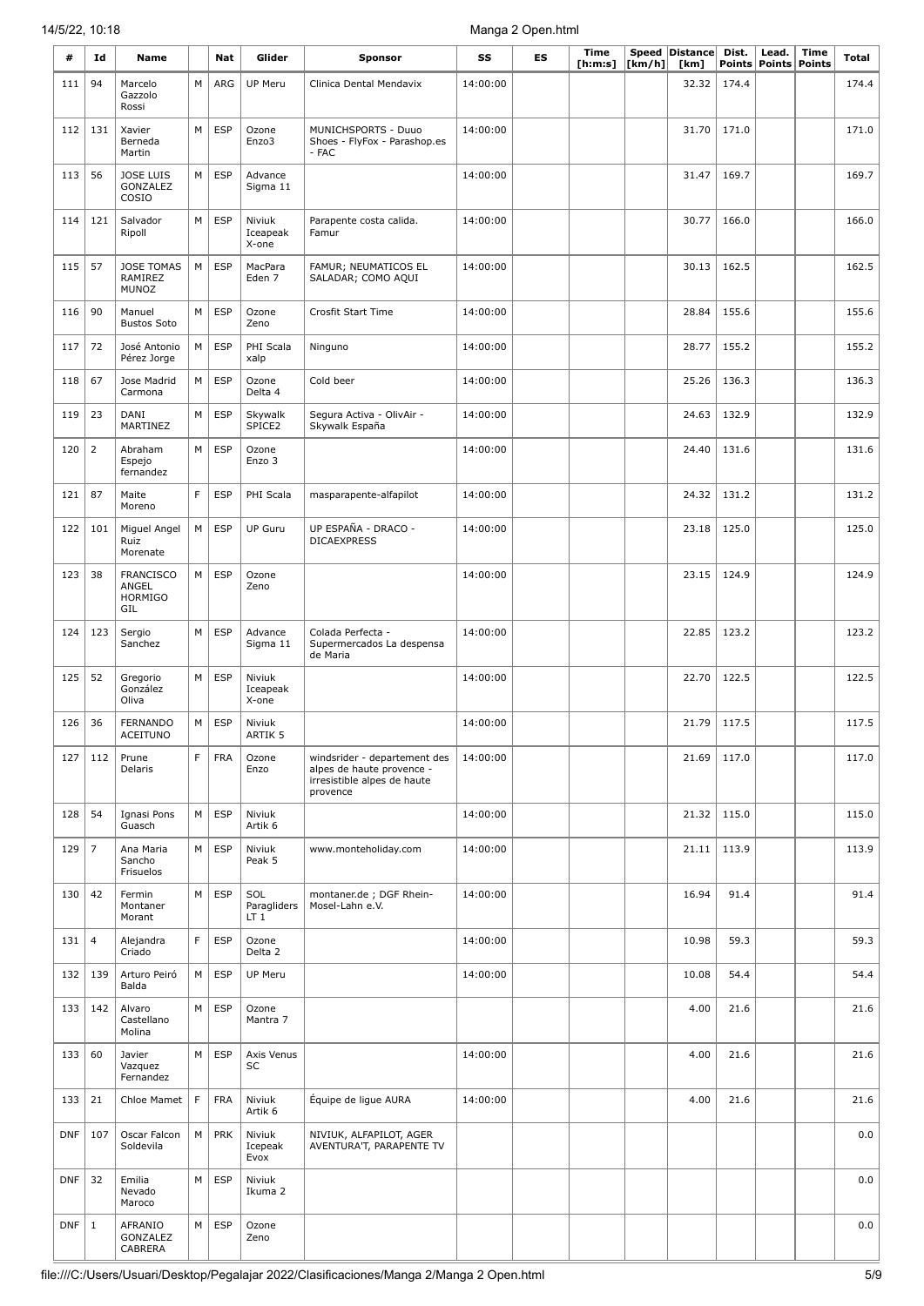| # | Id | Name | | Nat | Glider | Sponsor | SS | ES | Time [h:m:s] | Speed [km/h] | Distance [km] | Dist. Points | Lead. Points | Time Points | Total |
|---|---|---|---|---|---|---|---|---|---|---|---|---|---|---|---|
| 111 | 94 | Marcelo Gazzolo Rossi | M | ARG | UP Meru | Clinica Dental Mendavix | 14:00:00 | | | | 32.32 | 174.4 | | | 174.4 |
| 112 | 131 | Xavier Berneda Martin | M | ESP | Ozone Enzo3 | MUNICHSPORTS - Duuo Shoes - FlyFox - Parashop.es - FAC | 14:00:00 | | | | 31.70 | 171.0 | | | 171.0 |
| 113 | 56 | JOSE LUIS GONZALEZ COSIO | M | ESP | Advance Sigma 11 | | 14:00:00 | | | | 31.47 | 169.7 | | | 169.7 |
| 114 | 121 | Salvador Ripoll | M | ESP | Niviuk Iceapeak X-one | Parapente costa calida. Famur | 14:00:00 | | | | 30.77 | 166.0 | | | 166.0 |
| 115 | 57 | JOSE TOMAS RAMIREZ MUNOZ | M | ESP | MacPara Eden 7 | FAMUR; NEUMATICOS EL SALADAR; COMO AQUI | 14:00:00 | | | | 30.13 | 162.5 | | | 162.5 |
| 116 | 90 | Manuel Bustos Soto | M | ESP | Ozone Zeno | Crosfit Start Time | 14:00:00 | | | | 28.84 | 155.6 | | | 155.6 |
| 117 | 72 | José Antonio Pérez Jorge | M | ESP | PHI Scala xalp | Ninguno | 14:00:00 | | | | 28.77 | 155.2 | | | 155.2 |
| 118 | 67 | Jose Madrid Carmona | M | ESP | Ozone Delta 4 | Cold beer | 14:00:00 | | | | 25.26 | 136.3 | | | 136.3 |
| 119 | 23 | DANI MARTINEZ | M | ESP | Skywalk SPICE2 | Segura Activa - OlivAir - Skywalk España | 14:00:00 | | | | 24.63 | 132.9 | | | 132.9 |
| 120 | 2 | Abraham Espejo fernandez | M | ESP | Ozone Enzo 3 | | 14:00:00 | | | | 24.40 | 131.6 | | | 131.6 |
| 121 | 87 | Maite Moreno | F | ESP | PHI Scala | masparapente-alfapilot | 14:00:00 | | | | 24.32 | 131.2 | | | 131.2 |
| 122 | 101 | Miguel Angel Ruiz Morenate | M | ESP | UP Guru | UP ESPAÑA - DRACO - DICAEXPRESS | 14:00:00 | | | | 23.18 | 125.0 | | | 125.0 |
| 123 | 38 | FRANCISCO ANGEL HORMIGO GIL | M | ESP | Ozone Zeno | | 14:00:00 | | | | 23.15 | 124.9 | | | 124.9 |
| 124 | 123 | Sergio Sanchez | M | ESP | Advance Sigma 11 | Colada Perfecta - Supermercados La despensa de Maria | 14:00:00 | | | | 22.85 | 123.2 | | | 123.2 |
| 125 | 52 | Gregorio González Oliva | M | ESP | Niviuk Iceapeak X-one | | 14:00:00 | | | | 22.70 | 122.5 | | | 122.5 |
| 126 | 36 | FERNANDO ACEITUNO | M | ESP | Niviuk ARTIK 5 | | 14:00:00 | | | | 21.79 | 117.5 | | | 117.5 |
| 127 | 112 | Prune Delaris | F | FRA | Ozone Enzo | windsrider - departement des alpes de haute provence - irresistible alpes de haute provence | 14:00:00 | | | | 21.69 | 117.0 | | | 117.0 |
| 128 | 54 | Ignasi Pons Guasch | M | ESP | Niviuk Artik 6 | | 14:00:00 | | | | 21.32 | 115.0 | | | 115.0 |
| 129 | 7 | Ana Maria Sancho Frisuelos | M | ESP | Niviuk Peak 5 | www.monteholiday.com | 14:00:00 | | | | 21.11 | 113.9 | | | 113.9 |
| 130 | 42 | Fermin Montaner Morant | M | ESP | SOL Paragliders LT 1 | montaner.de ; DGF Rhein-Mosel-Lahn e.V. | 14:00:00 | | | | 16.94 | 91.4 | | | 91.4 |
| 131 | 4 | Alejandra Criado | F | ESP | Ozone Delta 2 | | 14:00:00 | | | | 10.98 | 59.3 | | | 59.3 |
| 132 | 139 | Arturo Peiró Balda | M | ESP | UP Meru | | 14:00:00 | | | | 10.08 | 54.4 | | | 54.4 |
| 133 | 142 | Alvaro Castellano Molina | M | ESP | Ozone Mantra 7 | | | | | | 4.00 | 21.6 | | | 21.6 |
| 133 | 60 | Javier Vazquez Fernandez | M | ESP | Axis Venus SC | | 14:00:00 | | | | 4.00 | 21.6 | | | 21.6 |
| 133 | 21 | Chloe Mamet | F | FRA | Niviuk Artik 6 | Équipe de ligue AURA | 14:00:00 | | | | 4.00 | 21.6 | | | 21.6 |
| DNF | 107 | Oscar Falcon Soldevila | M | PRK | Niviuk Icepeak Evox | NIVIUK, ALFAPILOT, AGER AVENTURA'T, PARAPENTE TV | | | | | | | | | 0.0 |
| DNF | 32 | Emilia Nevado Maroco | M | ESP | Niviuk Ikuma 2 | | | | | | | | | | 0.0 |
| DNF | 1 | AFRANIO GONZALEZ CABRERA | M | ESP | Ozone Zeno | | | | | | | | | | 0.0 |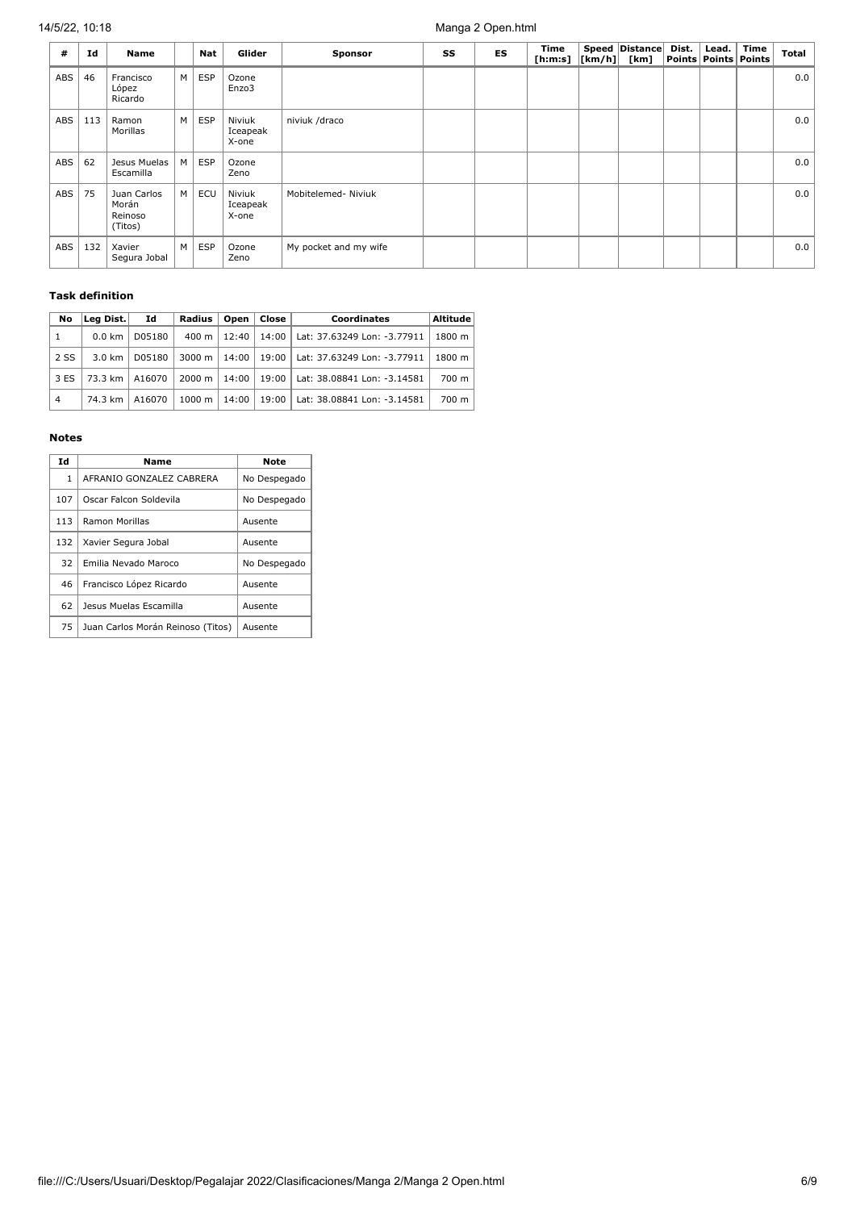| # | Id | Name | | Nat | Glider | Sponsor | SS | ES | Time [h:m:s] | Speed [km/h] | Distance [km] | Dist. Points | Lead. Points | Time Points | Total |
|---|---|---|---|---|---|---|---|---|---|---|---|---|---|---|---|
| ABS | 46 | Francisco López Ricardo | M | ESP | Ozone Enzo3 | | | | | | | | | | 0.0 |
| ABS | 113 | Ramon Morillas | M | ESP | Niviuk Iceapeak X-one | niviuk /draco | | | | | | | | | 0.0 |
| ABS | 62 | Jesus Muelas Escamilla | M | ESP | Ozone Zeno | | | | | | | | | | 0.0 |
| ABS | 75 | Juan Carlos Morán Reinoso (Titos) | M | ECU | Niviuk Iceapeak X-one | Mobitelemed- Niviuk | | | | | | | | | 0.0 |
| ABS | 132 | Xavier Segura Jobal | M | ESP | Ozone Zeno | My pocket and my wife | | | | | | | | | 0.0 |

### Task definition

| No | Leg Dist. | Id | Radius | Open | Close | Coordinates | Altitude |
|---|---|---|---|---|---|---|---|
| 1 | 0.0 km | D05180 | 400 m | 12:40 | 14:00 | Lat: 37.63249 Lon: -3.77911 | 1800 m |
| 2 SS | 3.0 km | D05180 | 3000 m | 14:00 | 19:00 | Lat: 37.63249 Lon: -3.77911 | 1800 m |
| 3 ES | 73.3 km | A16070 | 2000 m | 14:00 | 19:00 | Lat: 38.08841 Lon: -3.14581 | 700 m |
| 4 | 74.3 km | A16070 | 1000 m | 14:00 | 19:00 | Lat: 38.08841 Lon: -3.14581 | 700 m |

### Notes

| Id | Name | Note |
|---|---|---|
| 1 | AFRANIO GONZALEZ CABRERA | No Despegado |
| 107 | Oscar Falcon Soldevila | No Despegado |
| 113 | Ramon Morillas | Ausente |
| 132 | Xavier Segura Jobal | Ausente |
| 32 | Emilia Nevado Maroco | No Despegado |
| 46 | Francisco López Ricardo | Ausente |
| 62 | Jesus Muelas Escamilla | Ausente |
| 75 | Juan Carlos Morán Reinoso (Titos) | Ausente |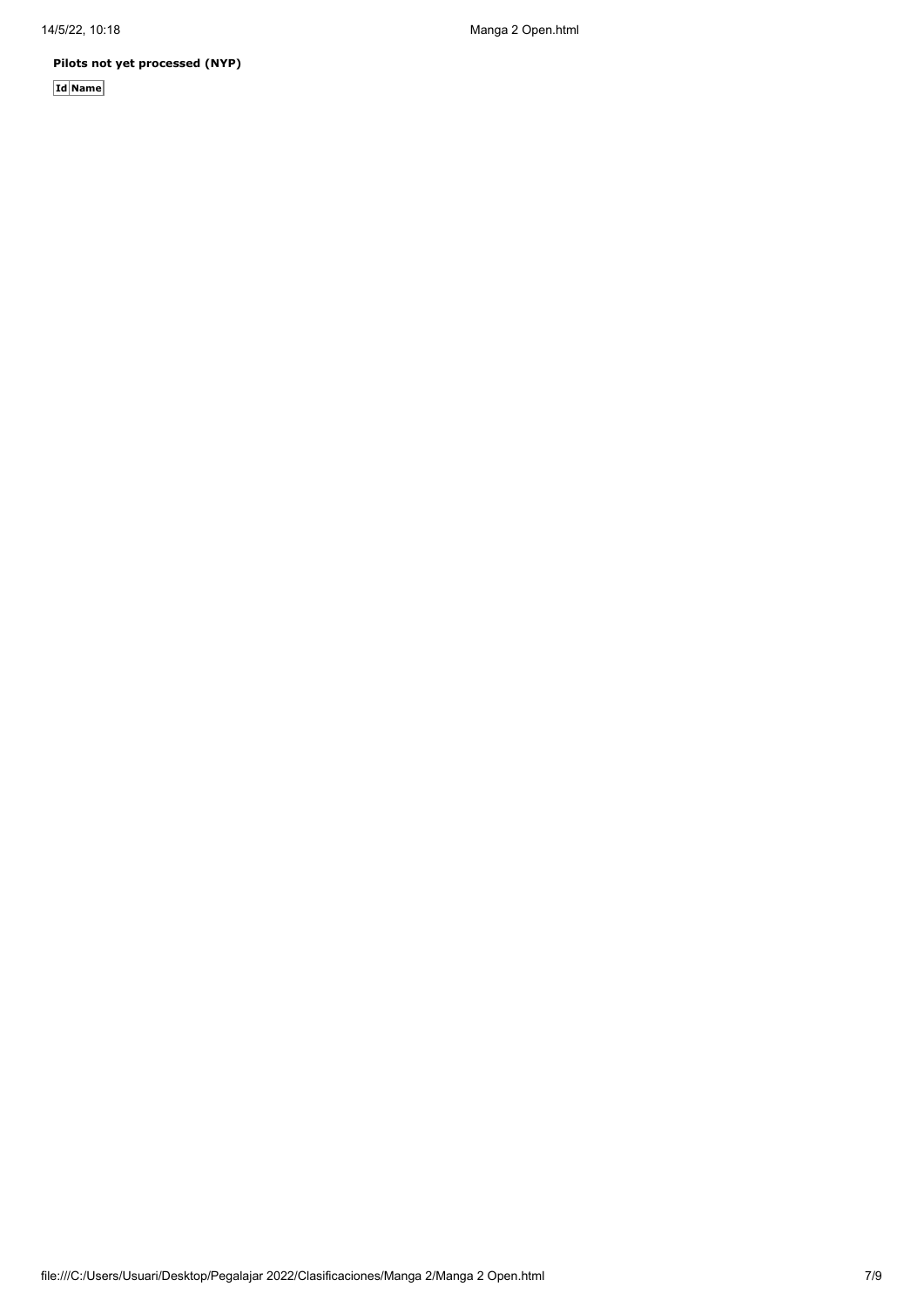**Pilots not yet processed (NYP)**

| Id | Name |
| --- | --- |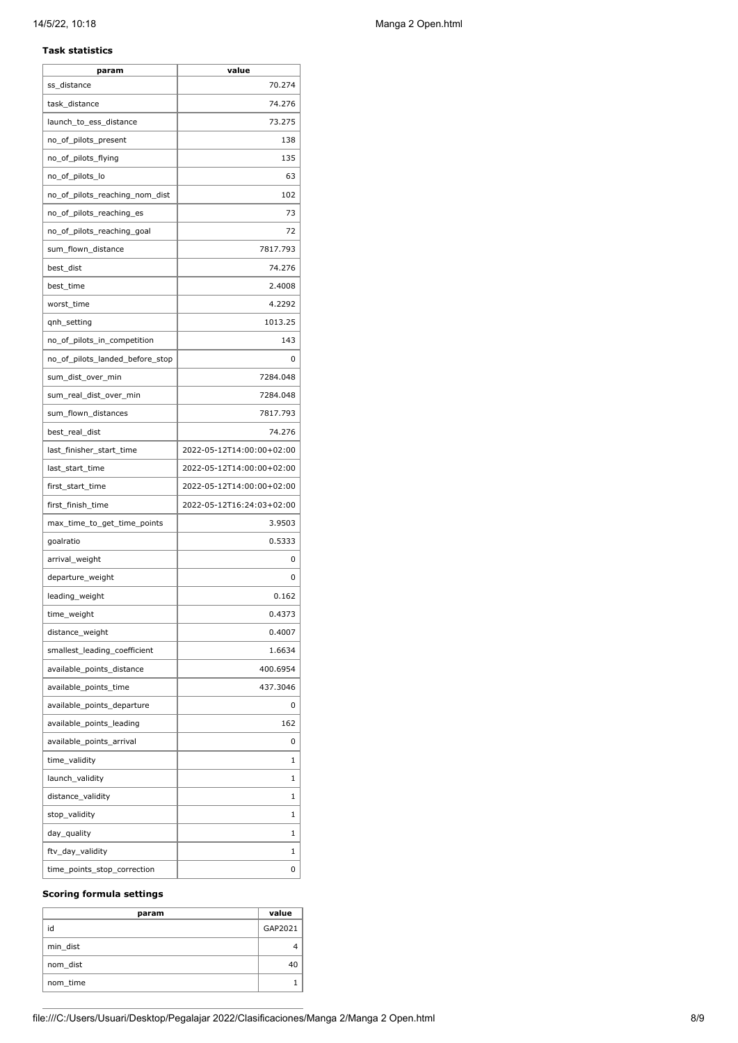**Task statistics**

| param | value |
| --- | --- |
| ss_distance | 70.274 |
| task_distance | 74.276 |
| launch_to_ess_distance | 73.275 |
| no_of_pilots_present | 138 |
| no_of_pilots_flying | 135 |
| no_of_pilots_lo | 63 |
| no_of_pilots_reaching_nom_dist | 102 |
| no_of_pilots_reaching_es | 73 |
| no_of_pilots_reaching_goal | 72 |
| sum_flown_distance | 7817.793 |
| best_dist | 74.276 |
| best_time | 2.4008 |
| worst_time | 4.2292 |
| qnh_setting | 1013.25 |
| no_of_pilots_in_competition | 143 |
| no_of_pilots_landed_before_stop | 0 |
| sum_dist_over_min | 7284.048 |
| sum_real_dist_over_min | 7284.048 |
| sum_flown_distances | 7817.793 |
| best_real_dist | 74.276 |
| last_finisher_start_time | 2022-05-12T14:00:00+02:00 |
| last_start_time | 2022-05-12T14:00:00+02:00 |
| first_start_time | 2022-05-12T14:00:00+02:00 |
| first_finish_time | 2022-05-12T16:24:03+02:00 |
| max_time_to_get_time_points | 3.9503 |
| goalratio | 0.5333 |
| arrival_weight | 0 |
| departure_weight | 0 |
| leading_weight | 0.162 |
| time_weight | 0.4373 |
| distance_weight | 0.4007 |
| smallest_leading_coefficient | 1.6634 |
| available_points_distance | 400.6954 |
| available_points_time | 437.3046 |
| available_points_departure | 0 |
| available_points_leading | 162 |
| available_points_arrival | 0 |
| time_validity | 1 |
| launch_validity | 1 |
| distance_validity | 1 |
| stop_validity | 1 |
| day_quality | 1 |
| ftv_day_validity | 1 |
| time_points_stop_correction | 0 |

**Scoring formula settings**

| param | value |
| --- | --- |
| id | GAP2021 |
| min_dist | 4 |
| nom_dist | 40 |
| nom_time | 1 |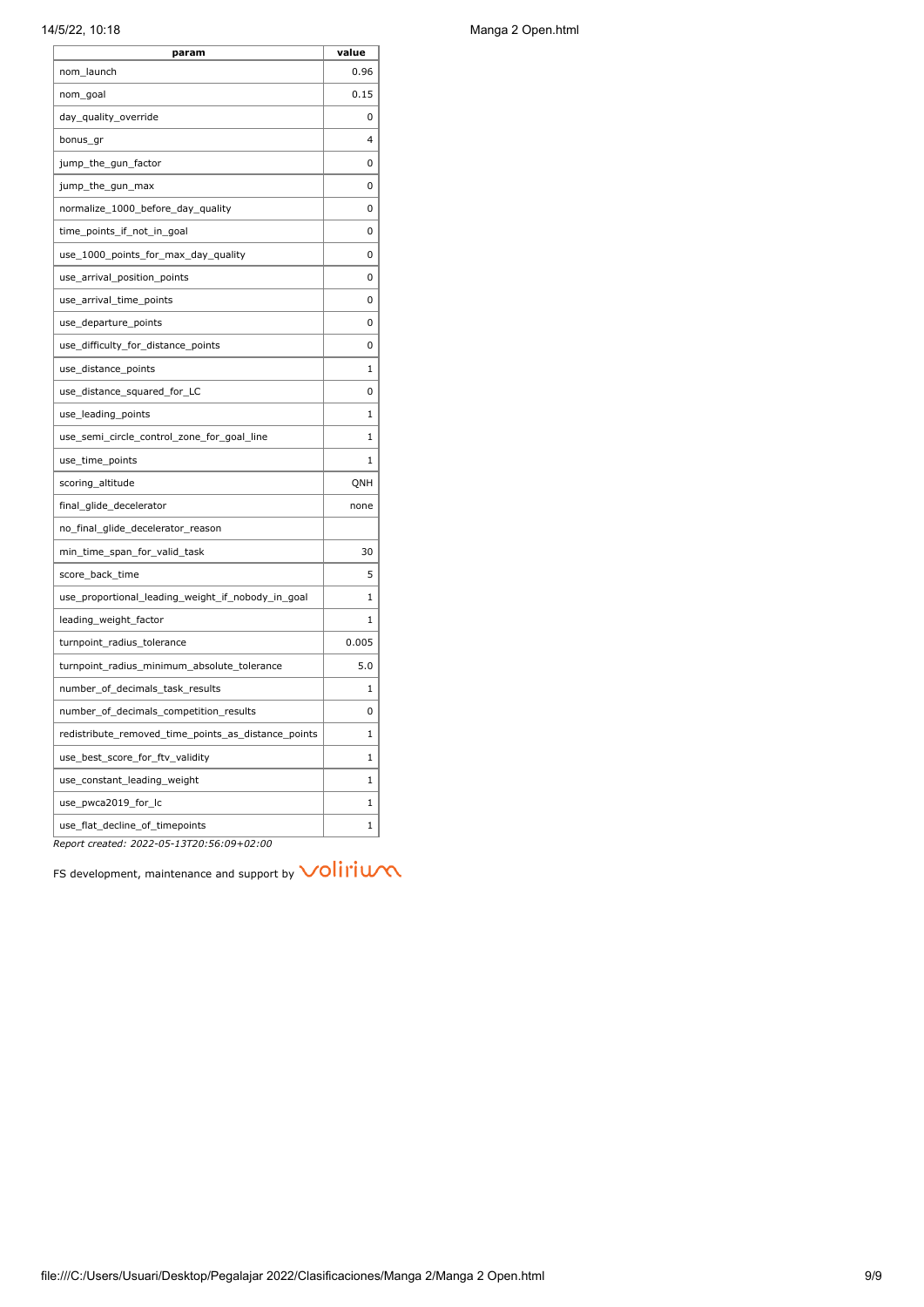| param | value |
| --- | --- |
| nom_launch | 0.96 |
| nom_goal | 0.15 |
| day_quality_override | 0 |
| bonus_gr | 4 |
| jump_the_gun_factor | 0 |
| jump_the_gun_max | 0 |
| normalize_1000_before_day_quality | 0 |
| time_points_if_not_in_goal | 0 |
| use_1000_points_for_max_day_quality | 0 |
| use_arrival_position_points | 0 |
| use_arrival_time_points | 0 |
| use_departure_points | 0 |
| use_difficulty_for_distance_points | 0 |
| use_distance_points | 1 |
| use_distance_squared_for_LC | 0 |
| use_leading_points | 1 |
| use_semi_circle_control_zone_for_goal_line | 1 |
| use_time_points | 1 |
| scoring_altitude | QNH |
| final_glide_decelerator | none |
| no_final_glide_decelerator_reason | |
| min_time_span_for_valid_task | 30 |
| score_back_time | 5 |
| use_proportional_leading_weight_if_nobody_in_goal | 1 |
| leading_weight_factor | 1 |
| turnpoint_radius_tolerance | 0.005 |
| turnpoint_radius_minimum_absolute_tolerance | 5.0 |
| number_of_decimals_task_results | 1 |
| number_of_decimals_competition_results | 0 |
| redistribute_removed_time_points_as_distance_points | 1 |
| use_best_score_for_ftv_validity | 1 |
| use_constant_leading_weight | 1 |
| use_pwca2019_for_lc | 1 |
| use_flat_decline_of_timepoints | 1 |

*Report created: 2022-05-13T20:56:09+02:00*

FS development, maintenance and support by volirium